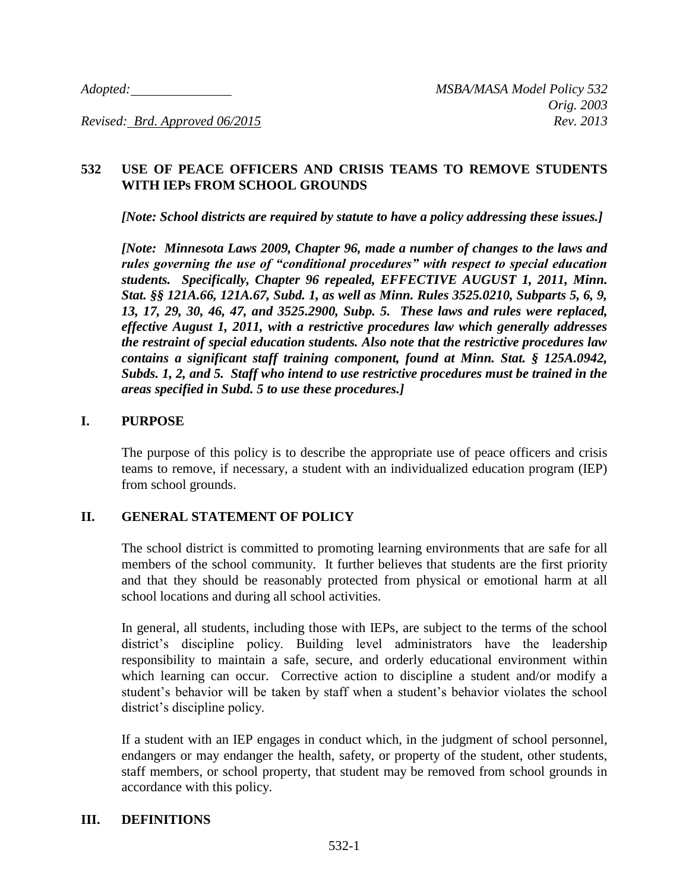*Adopted:* ______________ *MSBA/MASA Model Policy 532*
*Orig. 2003*
*Revised: Brd. Approved 06/2015* *Rev. 2013*

## 532 USE OF PEACE OFFICERS AND CRISIS TEAMS TO REMOVE STUDENTS WITH IEPs FROM SCHOOL GROUNDS

***[Note: School districts are required by statute to have a policy addressing these issues.]***

***[Note: Minnesota Laws 2009, Chapter 96, made a number of changes to the laws and rules governing the use of "conditional procedures" with respect to special education students. Specifically, Chapter 96 repealed, EFFECTIVE AUGUST 1, 2011, Minn. Stat. §§ 121A.66, 121A.67, Subd. 1, as well as Minn. Rules 3525.0210, Subparts 5, 6, 9, 13, 17, 29, 30, 46, 47, and 3525.2900, Subp. 5. These laws and rules were replaced, effective August 1, 2011, with a restrictive procedures law which generally addresses the restraint of special education students. Also note that the restrictive procedures law contains a significant staff training component, found at Minn. Stat. § 125A.0942, Subds. 1, 2, and 5. Staff who intend to use restrictive procedures must be trained in the areas specified in Subd. 5 to use these procedures.]***

## I. PURPOSE

The purpose of this policy is to describe the appropriate use of peace officers and crisis teams to remove, if necessary, a student with an individualized education program (IEP) from school grounds.

## II. GENERAL STATEMENT OF POLICY

The school district is committed to promoting learning environments that are safe for all members of the school community. It further believes that students are the first priority and that they should be reasonably protected from physical or emotional harm at all school locations and during all school activities.

In general, all students, including those with IEPs, are subject to the terms of the school district's discipline policy. Building level administrators have the leadership responsibility to maintain a safe, secure, and orderly educational environment within which learning can occur. Corrective action to discipline a student and/or modify a student's behavior will be taken by staff when a student's behavior violates the school district's discipline policy.

If a student with an IEP engages in conduct which, in the judgment of school personnel, endangers or may endanger the health, safety, or property of the student, other students, staff members, or school property, that student may be removed from school grounds in accordance with this policy.

## III. DEFINITIONS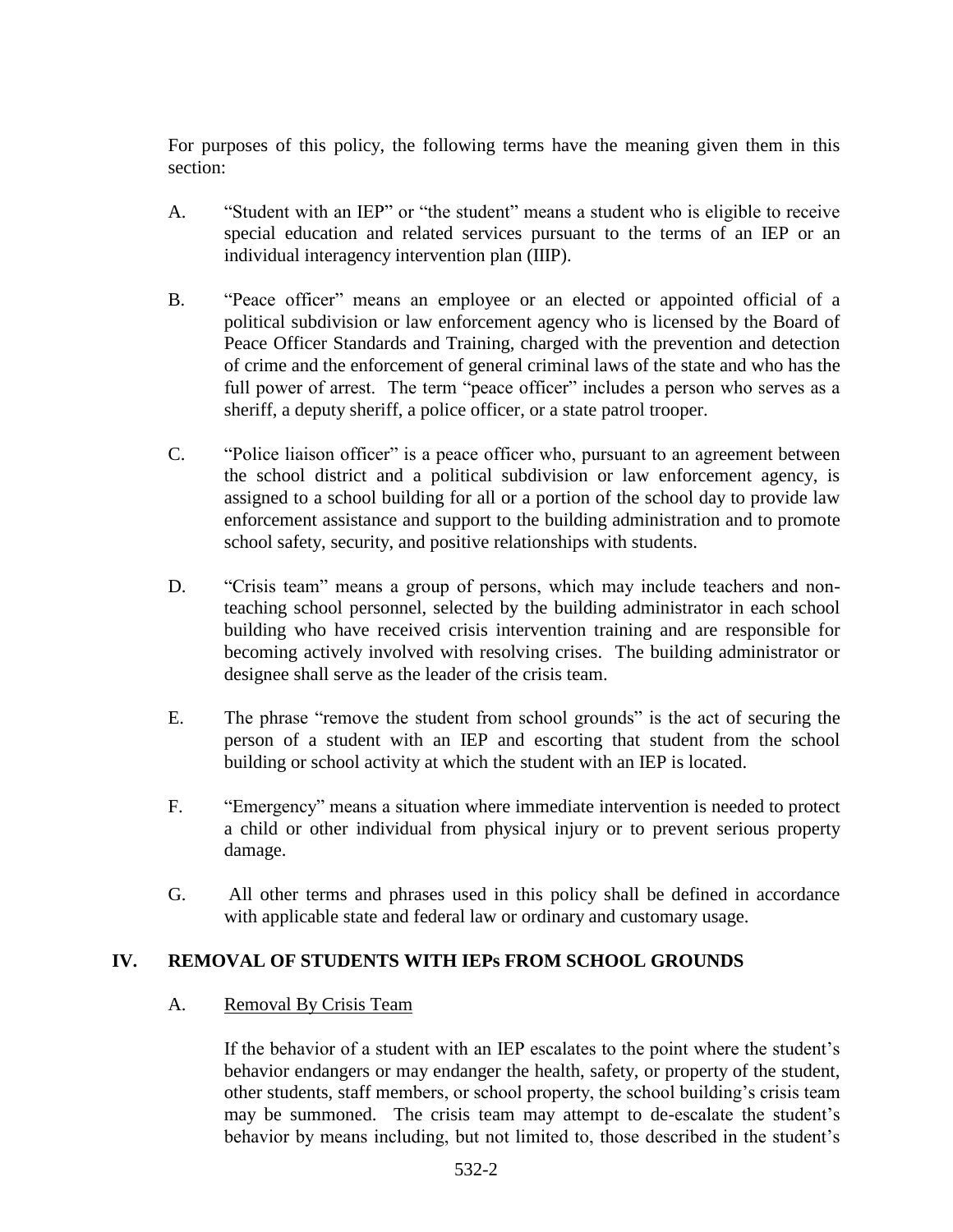For purposes of this policy, the following terms have the meaning given them in this section:

A. "Student with an IEP" or "the student" means a student who is eligible to receive special education and related services pursuant to the terms of an IEP or an individual interagency intervention plan (IIIP).

B. "Peace officer" means an employee or an elected or appointed official of a political subdivision or law enforcement agency who is licensed by the Board of Peace Officer Standards and Training, charged with the prevention and detection of crime and the enforcement of general criminal laws of the state and who has the full power of arrest. The term "peace officer" includes a person who serves as a sheriff, a deputy sheriff, a police officer, or a state patrol trooper.

C. "Police liaison officer" is a peace officer who, pursuant to an agreement between the school district and a political subdivision or law enforcement agency, is assigned to a school building for all or a portion of the school day to provide law enforcement assistance and support to the building administration and to promote school safety, security, and positive relationships with students.

D. "Crisis team" means a group of persons, which may include teachers and non-teaching school personnel, selected by the building administrator in each school building who have received crisis intervention training and are responsible for becoming actively involved with resolving crises. The building administrator or designee shall serve as the leader of the crisis team.

E. The phrase "remove the student from school grounds" is the act of securing the person of a student with an IEP and escorting that student from the school building or school activity at which the student with an IEP is located.

F. "Emergency" means a situation where immediate intervention is needed to protect a child or other individual from physical injury or to prevent serious property damage.

G. All other terms and phrases used in this policy shall be defined in accordance with applicable state and federal law or ordinary and customary usage.

## IV. REMOVAL OF STUDENTS WITH IEPs FROM SCHOOL GROUNDS

### A. Removal By Crisis Team

If the behavior of a student with an IEP escalates to the point where the student's behavior endangers or may endanger the health, safety, or property of the student, other students, staff members, or school property, the school building's crisis team may be summoned. The crisis team may attempt to de-escalate the student's behavior by means including, but not limited to, those described in the student's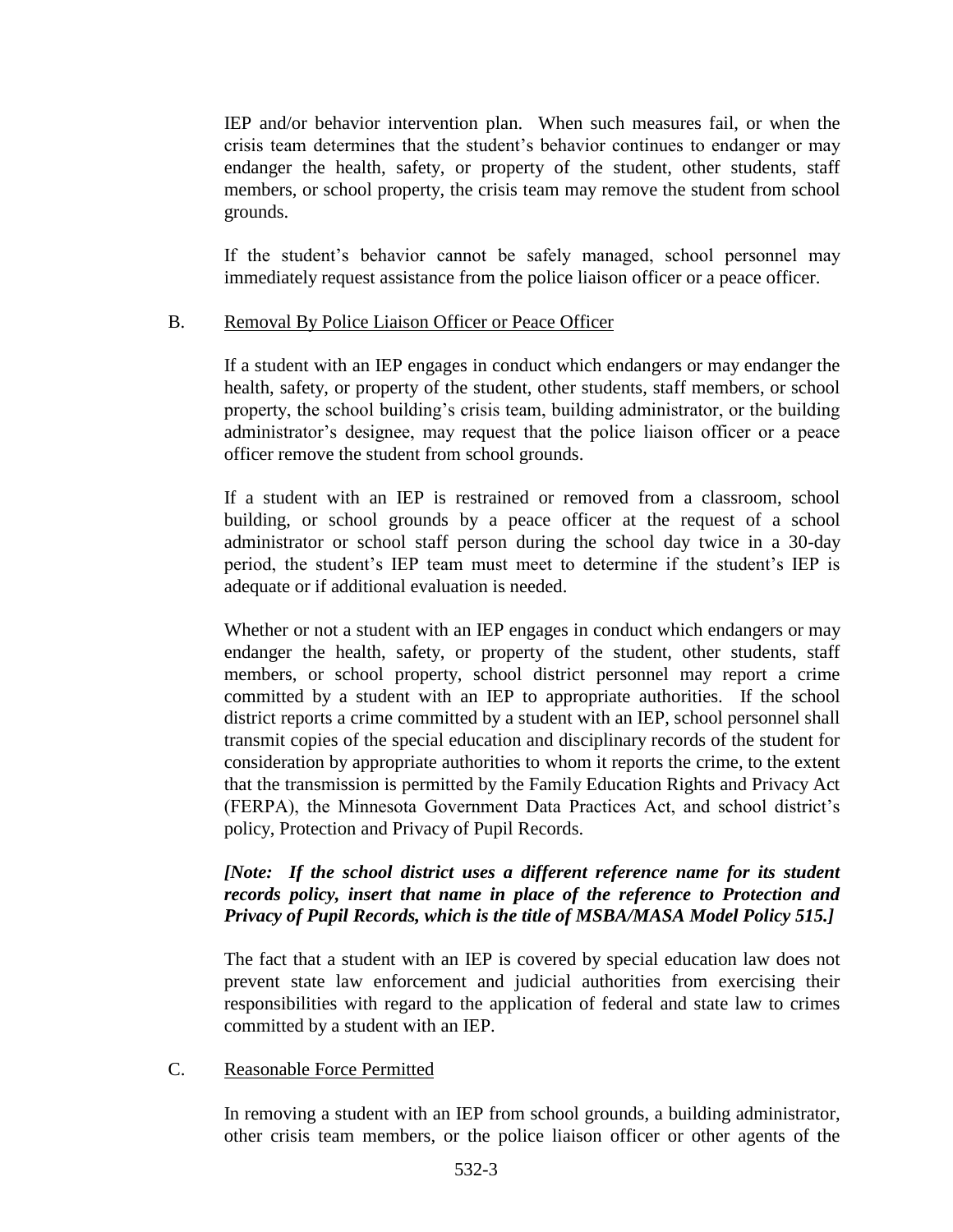IEP and/or behavior intervention plan. When such measures fail, or when the crisis team determines that the student's behavior continues to endanger or may endanger the health, safety, or property of the student, other students, staff members, or school property, the crisis team may remove the student from school grounds.

If the student's behavior cannot be safely managed, school personnel may immediately request assistance from the police liaison officer or a peace officer.

B. Removal By Police Liaison Officer or Peace Officer

If a student with an IEP engages in conduct which endangers or may endanger the health, safety, or property of the student, other students, staff members, or school property, the school building's crisis team, building administrator, or the building administrator's designee, may request that the police liaison officer or a peace officer remove the student from school grounds.

If a student with an IEP is restrained or removed from a classroom, school building, or school grounds by a peace officer at the request of a school administrator or school staff person during the school day twice in a 30-day period, the student's IEP team must meet to determine if the student's IEP is adequate or if additional evaluation is needed.

Whether or not a student with an IEP engages in conduct which endangers or may endanger the health, safety, or property of the student, other students, staff members, or school property, school district personnel may report a crime committed by a student with an IEP to appropriate authorities. If the school district reports a crime committed by a student with an IEP, school personnel shall transmit copies of the special education and disciplinary records of the student for consideration by appropriate authorities to whom it reports the crime, to the extent that the transmission is permitted by the Family Education Rights and Privacy Act (FERPA), the Minnesota Government Data Practices Act, and school district's policy, Protection and Privacy of Pupil Records.

***[Note: If the school district uses a different reference name for its student records policy, insert that name in place of the reference to Protection and Privacy of Pupil Records, which is the title of MSBA/MASA Model Policy 515.]***

The fact that a student with an IEP is covered by special education law does not prevent state law enforcement and judicial authorities from exercising their responsibilities with regard to the application of federal and state law to crimes committed by a student with an IEP.

C. Reasonable Force Permitted

In removing a student with an IEP from school grounds, a building administrator, other crisis team members, or the police liaison officer or other agents of the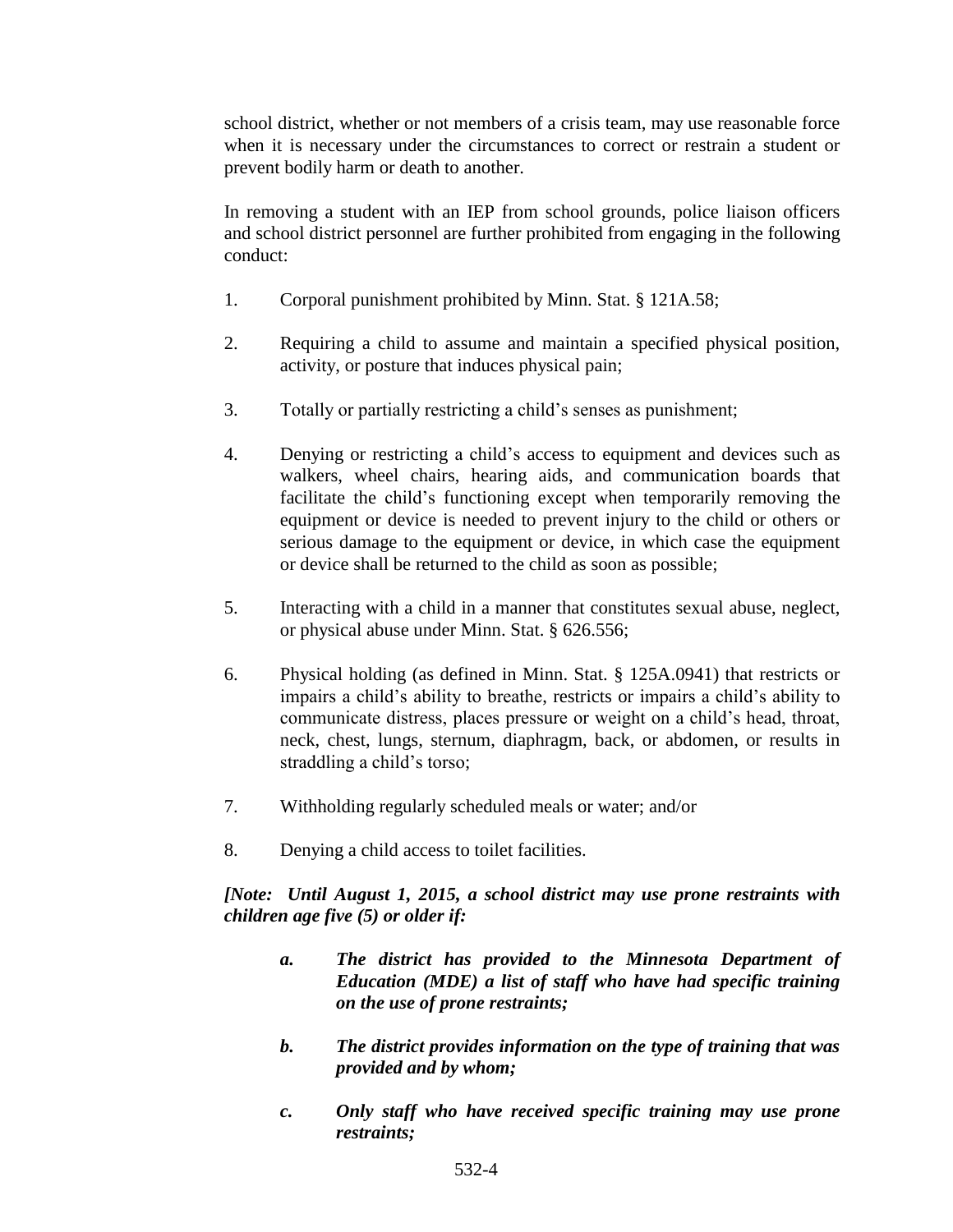school district, whether or not members of a crisis team, may use reasonable force when it is necessary under the circumstances to correct or restrain a student or prevent bodily harm or death to another.

In removing a student with an IEP from school grounds, police liaison officers and school district personnel are further prohibited from engaging in the following conduct:

1. Corporal punishment prohibited by Minn. Stat. § 121A.58;

2. Requiring a child to assume and maintain a specified physical position, activity, or posture that induces physical pain;

3. Totally or partially restricting a child's senses as punishment;

4. Denying or restricting a child's access to equipment and devices such as walkers, wheel chairs, hearing aids, and communication boards that facilitate the child's functioning except when temporarily removing the equipment or device is needed to prevent injury to the child or others or serious damage to the equipment or device, in which case the equipment or device shall be returned to the child as soon as possible;

5. Interacting with a child in a manner that constitutes sexual abuse, neglect, or physical abuse under Minn. Stat. § 626.556;

6. Physical holding (as defined in Minn. Stat. § 125A.0941) that restricts or impairs a child's ability to breathe, restricts or impairs a child's ability to communicate distress, places pressure or weight on a child's head, throat, neck, chest, lungs, sternum, diaphragm, back, or abdomen, or results in straddling a child's torso;

7. Withholding regularly scheduled meals or water; and/or

8. Denying a child access to toilet facilities.

***[Note: Until August 1, 2015, a school district may use prone restraints with children age five (5) or older if:***

> ***a. The district has provided to the Minnesota Department of Education (MDE) a list of staff who have had specific training on the use of prone restraints;***
>
> ***b. The district provides information on the type of training that was provided and by whom;***
>
> ***c. Only staff who have received specific training may use prone restraints;***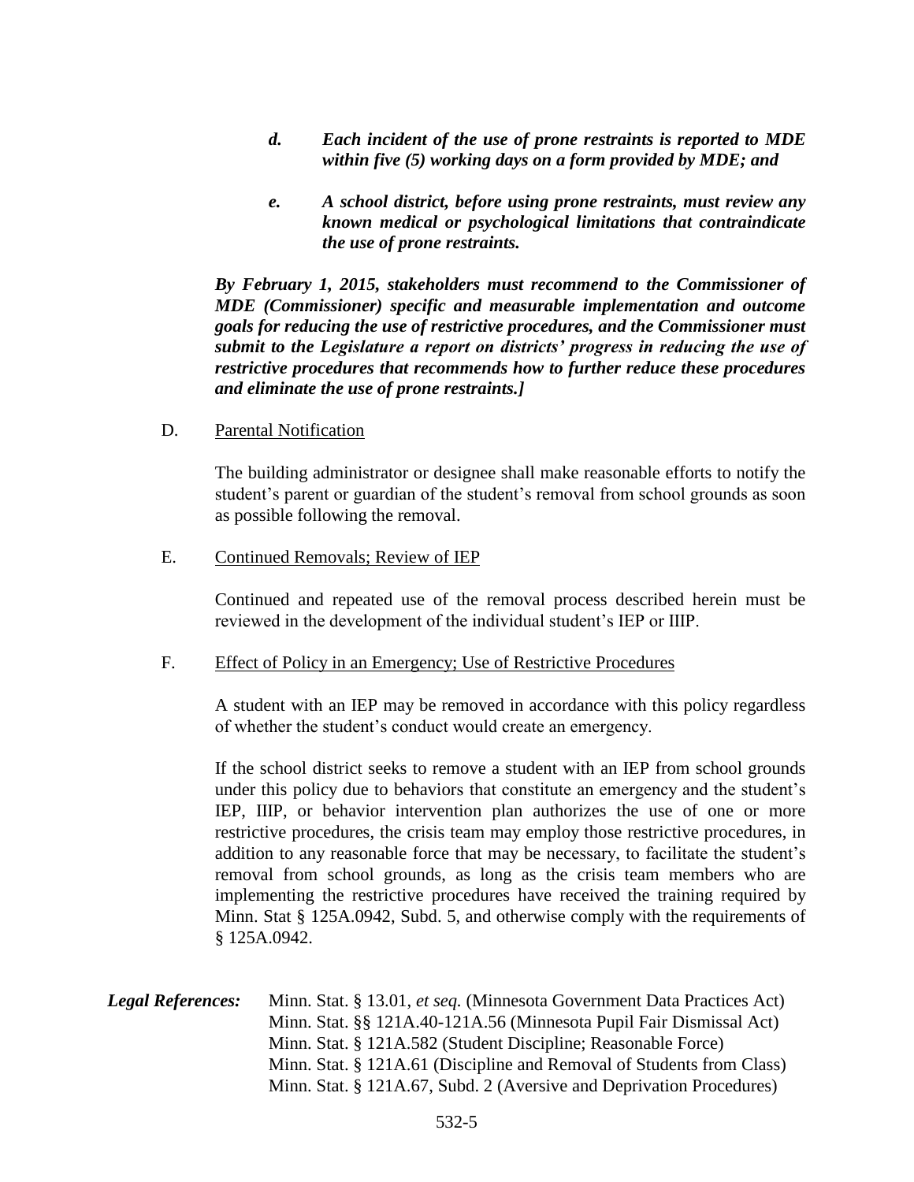*d. Each incident of the use of prone restraints is reported to MDE within five (5) working days on a form provided by MDE; and*

*e. A school district, before using prone restraints, must review any known medical or psychological limitations that contraindicate the use of prone restraints.*

***By February 1, 2015, stakeholders must recommend to the Commissioner of MDE (Commissioner) specific and measurable implementation and outcome goals for reducing the use of restrictive procedures, and the Commissioner must submit to the Legislature a report on districts' progress in reducing the use of restrictive procedures that recommends how to further reduce these procedures and eliminate the use of prone restraints.]***

D. Parental Notification

The building administrator or designee shall make reasonable efforts to notify the student's parent or guardian of the student's removal from school grounds as soon as possible following the removal.

E. Continued Removals; Review of IEP

Continued and repeated use of the removal process described herein must be reviewed in the development of the individual student's IEP or IIIP.

F. Effect of Policy in an Emergency; Use of Restrictive Procedures

A student with an IEP may be removed in accordance with this policy regardless of whether the student's conduct would create an emergency.

If the school district seeks to remove a student with an IEP from school grounds under this policy due to behaviors that constitute an emergency and the student's IEP, IIIP, or behavior intervention plan authorizes the use of one or more restrictive procedures, the crisis team may employ those restrictive procedures, in addition to any reasonable force that may be necessary, to facilitate the student's removal from school grounds, as long as the crisis team members who are implementing the restrictive procedures have received the training required by Minn. Stat § 125A.0942, Subd. 5, and otherwise comply with the requirements of § 125A.0942.

***Legal References:*** Minn. Stat. § 13.01, *et seq.* (Minnesota Government Data Practices Act)
Minn. Stat. §§ 121A.40-121A.56 (Minnesota Pupil Fair Dismissal Act)
Minn. Stat. § 121A.582 (Student Discipline; Reasonable Force)
Minn. Stat. § 121A.61 (Discipline and Removal of Students from Class)
Minn. Stat. § 121A.67, Subd. 2 (Aversive and Deprivation Procedures)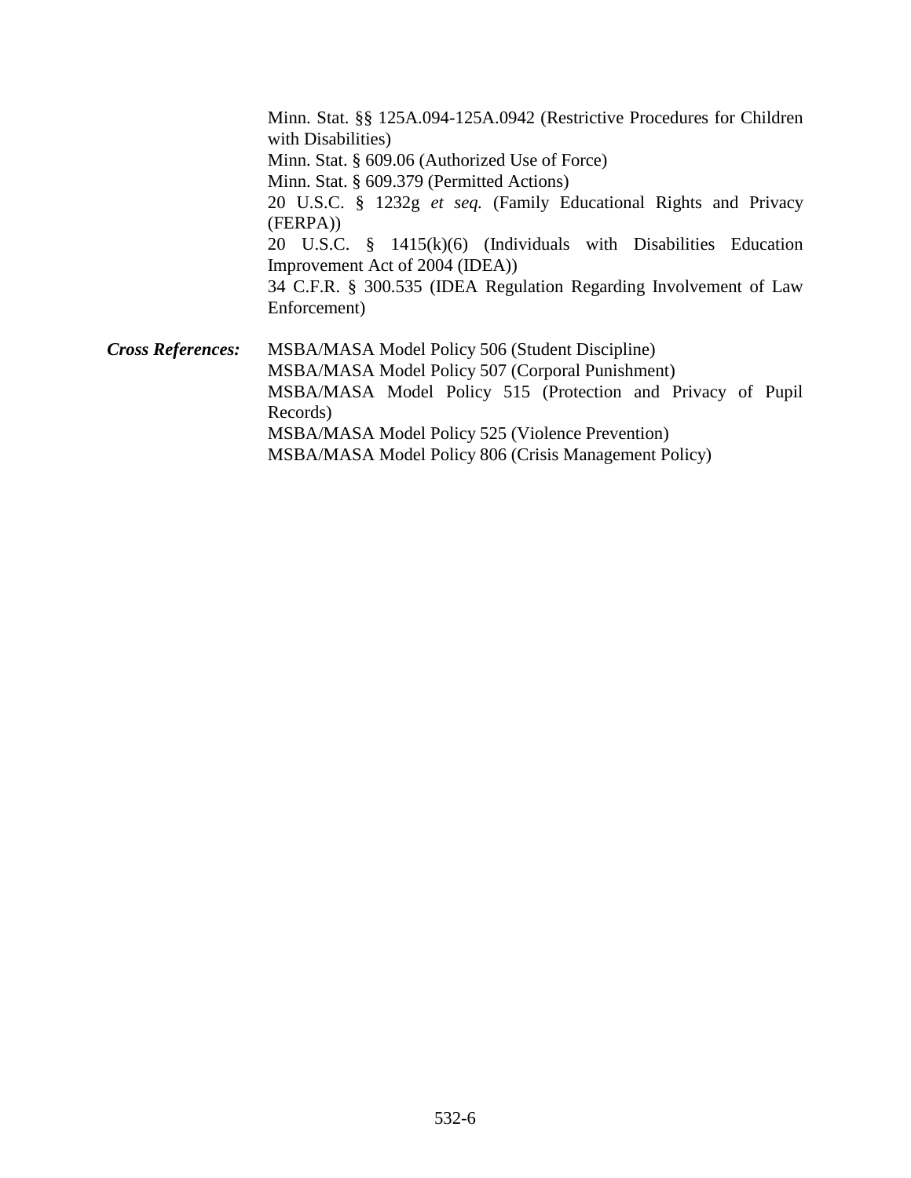Minn. Stat. §§ 125A.094-125A.0942 (Restrictive Procedures for Children with Disabilities)
Minn. Stat. § 609.06 (Authorized Use of Force)
Minn. Stat. § 609.379 (Permitted Actions)
20 U.S.C. § 1232g *et seq.* (Family Educational Rights and Privacy (FERPA))
20 U.S.C. § 1415(k)(6) (Individuals with Disabilities Education Improvement Act of 2004 (IDEA))
34 C.F.R. § 300.535 (IDEA Regulation Regarding Involvement of Law Enforcement)

***Cross References:*** MSBA/MASA Model Policy 506 (Student Discipline)
MSBA/MASA Model Policy 507 (Corporal Punishment)
MSBA/MASA Model Policy 515 (Protection and Privacy of Pupil Records)
MSBA/MASA Model Policy 525 (Violence Prevention)
MSBA/MASA Model Policy 806 (Crisis Management Policy)